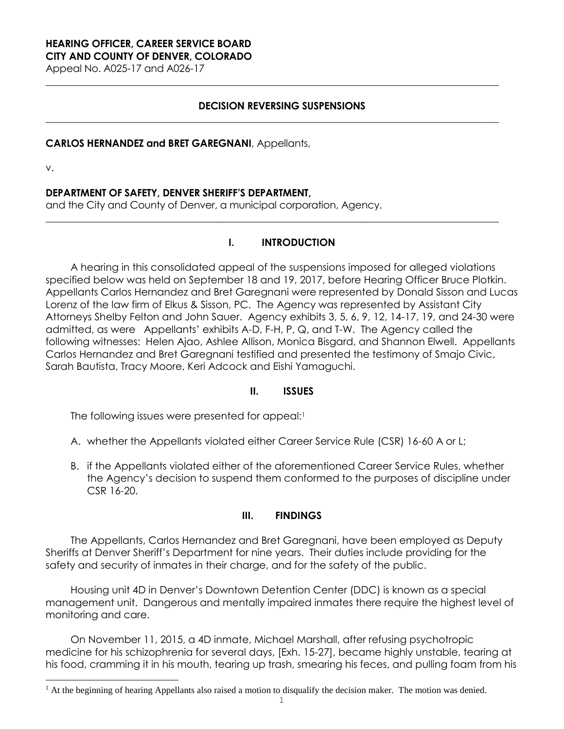**HEARING OFFICER, CAREER SERVICE BOARD**
**CITY AND COUNTY OF DENVER, COLORADO**
Appeal No. A025-17 and A026-17

---

## DECISION REVERSING SUSPENSIONS

---

**CARLOS HERNANDEZ and BRET GAREGNANI**, Appellants,

v.

**DEPARTMENT OF SAFETY, DENVER SHERIFF'S DEPARTMENT,**
and the City and County of Denver, a municipal corporation, Agency.

---

## I. INTRODUCTION

A hearing in this consolidated appeal of the suspensions imposed for alleged violations specified below was held on September 18 and 19, 2017, before Hearing Officer Bruce Plotkin. Appellants Carlos Hernandez and Bret Garegnani were represented by Donald Sisson and Lucas Lorenz of the law firm of Elkus & Sisson, PC. The Agency was represented by Assistant City Attorneys Shelby Felton and John Sauer. Agency exhibits 3, 5, 6, 9, 12, 14-17, 19, and 24-30 were admitted, as were Appellants' exhibits A-D, F-H, P, Q, and T-W. The Agency called the following witnesses: Helen Ajao, Ashlee Allison, Monica Bisgard, and Shannon Elwell. Appellants Carlos Hernandez and Bret Garegnani testified and presented the testimony of Smajo Civic, Sarah Bautista, Tracy Moore, Keri Adcock and Eishi Yamaguchi.

## II. ISSUES

The following issues were presented for appeal:[1]

A. whether the Appellants violated either Career Service Rule (CSR) 16-60 A or L;

B. if the Appellants violated either of the aforementioned Career Service Rules, whether the Agency's decision to suspend them conformed to the purposes of discipline under CSR 16-20.

## III. FINDINGS

The Appellants, Carlos Hernandez and Bret Garegnani, have been employed as Deputy Sheriffs at Denver Sheriff's Department for nine years. Their duties include providing for the safety and security of inmates in their charge, and for the safety of the public.

Housing unit 4D in Denver's Downtown Detention Center (DDC) is known as a special management unit. Dangerous and mentally impaired inmates there require the highest level of monitoring and care.

On November 11, 2015, a 4D inmate, Michael Marshall, after refusing psychotropic medicine for his schizophrenia for several days, [Exh. 15-27], became highly unstable, tearing at his food, cramming it in his mouth, tearing up trash, smearing his feces, and pulling foam from his

---

[1] At the beginning of hearing Appellants also raised a motion to disqualify the decision maker. The motion was denied.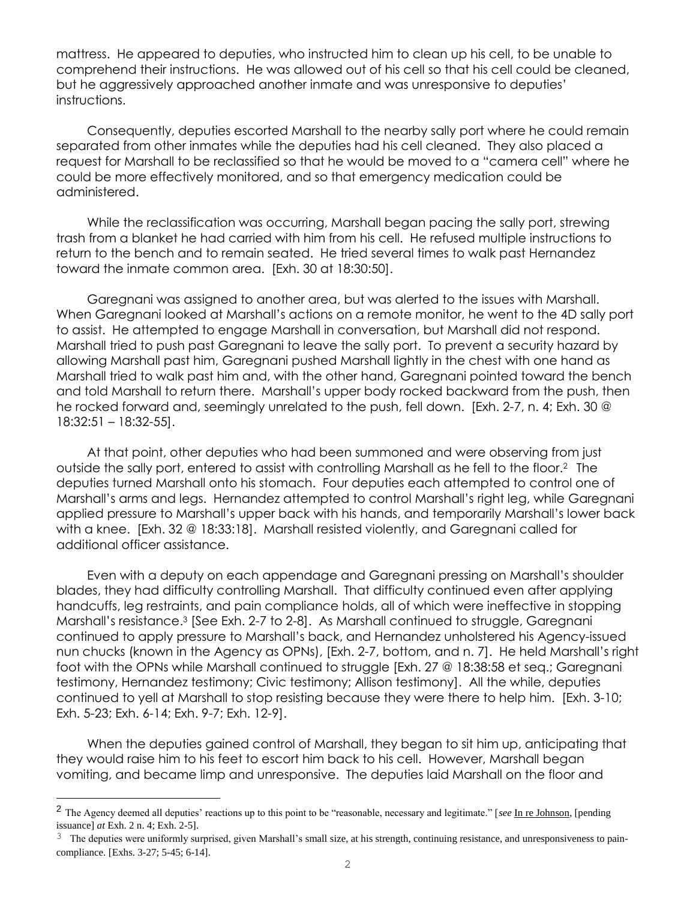mattress. He appeared to deputies, who instructed him to clean up his cell, to be unable to comprehend their instructions. He was allowed out of his cell so that his cell could be cleaned, but he aggressively approached another inmate and was unresponsive to deputies' instructions.

Consequently, deputies escorted Marshall to the nearby sally port where he could remain separated from other inmates while the deputies had his cell cleaned. They also placed a request for Marshall to be reclassified so that he would be moved to a "camera cell" where he could be more effectively monitored, and so that emergency medication could be administered.

While the reclassification was occurring, Marshall began pacing the sally port, strewing trash from a blanket he had carried with him from his cell. He refused multiple instructions to return to the bench and to remain seated. He tried several times to walk past Hernandez toward the inmate common area. [Exh. 30 at 18:30:50].

Garegnani was assigned to another area, but was alerted to the issues with Marshall. When Garegnani looked at Marshall's actions on a remote monitor, he went to the 4D sally port to assist. He attempted to engage Marshall in conversation, but Marshall did not respond. Marshall tried to push past Garegnani to leave the sally port. To prevent a security hazard by allowing Marshall past him, Garegnani pushed Marshall lightly in the chest with one hand as Marshall tried to walk past him and, with the other hand, Garegnani pointed toward the bench and told Marshall to return there. Marshall's upper body rocked backward from the push, then he rocked forward and, seemingly unrelated to the push, fell down. [Exh. 2-7, n. 4; Exh. 30 @ 18:32:51 – 18:32-55].

At that point, other deputies who had been summoned and were observing from just outside the sally port, entered to assist with controlling Marshall as he fell to the floor.[2] The deputies turned Marshall onto his stomach. Four deputies each attempted to control one of Marshall's arms and legs. Hernandez attempted to control Marshall's right leg, while Garegnani applied pressure to Marshall's upper back with his hands, and temporarily Marshall's lower back with a knee. [Exh. 32 @ 18:33:18]. Marshall resisted violently, and Garegnani called for additional officer assistance.

Even with a deputy on each appendage and Garegnani pressing on Marshall's shoulder blades, they had difficulty controlling Marshall. That difficulty continued even after applying handcuffs, leg restraints, and pain compliance holds, all of which were ineffective in stopping Marshall's resistance.[3] [See Exh. 2-7 to 2-8]. As Marshall continued to struggle, Garegnani continued to apply pressure to Marshall's back, and Hernandez unholstered his Agency-issued nun chucks (known in the Agency as OPNs), [Exh. 2-7, bottom, and n. 7]. He held Marshall's right foot with the OPNs while Marshall continued to struggle [Exh. 27 @ 18:38:58 et seq.; Garegnani testimony, Hernandez testimony; Civic testimony; Allison testimony]. All the while, deputies continued to yell at Marshall to stop resisting because they were there to help him. [Exh. 3-10; Exh. 5-23; Exh. 6-14; Exh. 9-7; Exh. 12-9].

When the deputies gained control of Marshall, they began to sit him up, anticipating that they would raise him to his feet to escort him back to his cell. However, Marshall began vomiting, and became limp and unresponsive. The deputies laid Marshall on the floor and

---

[2] The Agency deemed all deputies' reactions up to this point to be "reasonable, necessary and legitimate." [*see* In re Johnson, [pending issuance] *at* Exh. 2 n. 4; Exh. 2-5].

[3] The deputies were uniformly surprised, given Marshall's small size, at his strength, continuing resistance, and unresponsiveness to pain-compliance. [Exhs. 3-27; 5-45; 6-14].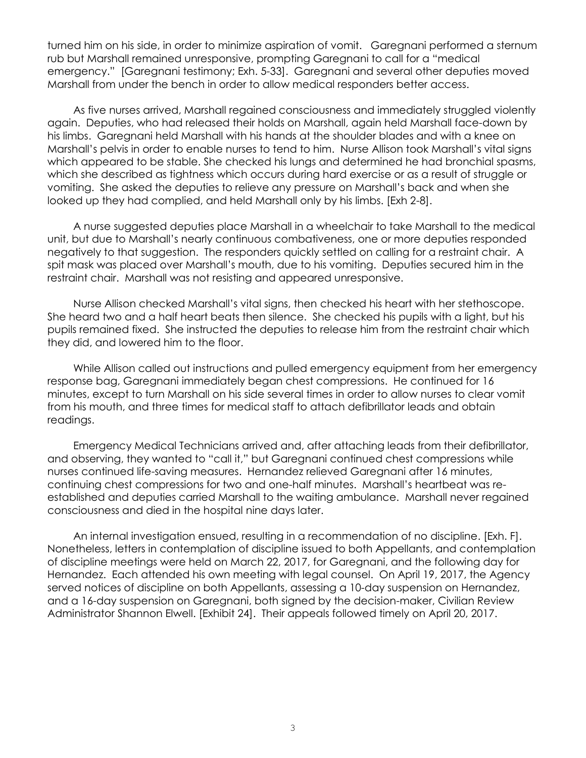turned him on his side, in order to minimize aspiration of vomit. Garegnani performed a sternum rub but Marshall remained unresponsive, prompting Garegnani to call for a "medical emergency." [Garegnani testimony; Exh. 5-33]. Garegnani and several other deputies moved Marshall from under the bench in order to allow medical responders better access.

As five nurses arrived, Marshall regained consciousness and immediately struggled violently again. Deputies, who had released their holds on Marshall, again held Marshall face-down by his limbs. Garegnani held Marshall with his hands at the shoulder blades and with a knee on Marshall's pelvis in order to enable nurses to tend to him. Nurse Allison took Marshall's vital signs which appeared to be stable. She checked his lungs and determined he had bronchial spasms, which she described as tightness which occurs during hard exercise or as a result of struggle or vomiting. She asked the deputies to relieve any pressure on Marshall's back and when she looked up they had complied, and held Marshall only by his limbs. [Exh 2-8].

A nurse suggested deputies place Marshall in a wheelchair to take Marshall to the medical unit, but due to Marshall's nearly continuous combativeness, one or more deputies responded negatively to that suggestion. The responders quickly settled on calling for a restraint chair. A spit mask was placed over Marshall's mouth, due to his vomiting. Deputies secured him in the restraint chair. Marshall was not resisting and appeared unresponsive.

Nurse Allison checked Marshall's vital signs, then checked his heart with her stethoscope. She heard two and a half heart beats then silence. She checked his pupils with a light, but his pupils remained fixed. She instructed the deputies to release him from the restraint chair which they did, and lowered him to the floor.

While Allison called out instructions and pulled emergency equipment from her emergency response bag, Garegnani immediately began chest compressions. He continued for 16 minutes, except to turn Marshall on his side several times in order to allow nurses to clear vomit from his mouth, and three times for medical staff to attach defibrillator leads and obtain readings.

Emergency Medical Technicians arrived and, after attaching leads from their defibrillator, and observing, they wanted to "call it," but Garegnani continued chest compressions while nurses continued life-saving measures. Hernandez relieved Garegnani after 16 minutes, continuing chest compressions for two and one-half minutes. Marshall's heartbeat was re-established and deputies carried Marshall to the waiting ambulance. Marshall never regained consciousness and died in the hospital nine days later.

An internal investigation ensued, resulting in a recommendation of no discipline. [Exh. F]. Nonetheless, letters in contemplation of discipline issued to both Appellants, and contemplation of discipline meetings were held on March 22, 2017, for Garegnani, and the following day for Hernandez. Each attended his own meeting with legal counsel. On April 19, 2017, the Agency served notices of discipline on both Appellants, assessing a 10-day suspension on Hernandez, and a 16-day suspension on Garegnani, both signed by the decision-maker, Civilian Review Administrator Shannon Elwell. [Exhibit 24]. Their appeals followed timely on April 20, 2017.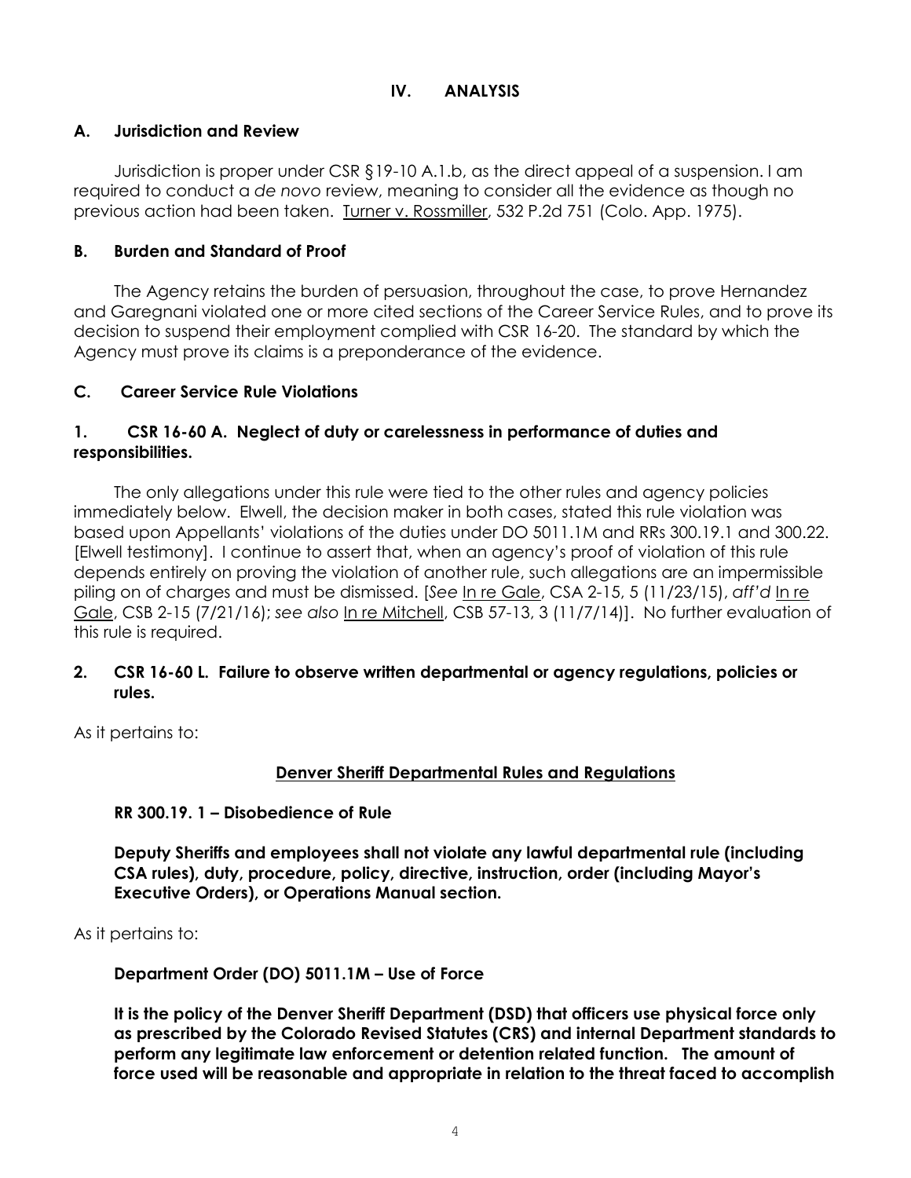## IV. ANALYSIS

### A. Jurisdiction and Review

Jurisdiction is proper under CSR §19-10 A.1.b, as the direct appeal of a suspension. I am required to conduct a *de novo* review, meaning to consider all the evidence as though no previous action had been taken. Turner v. Rossmiller, 532 P.2d 751 (Colo. App. 1975).

### B. Burden and Standard of Proof

The Agency retains the burden of persuasion, throughout the case, to prove Hernandez and Garegnani violated one or more cited sections of the Career Service Rules, and to prove its decision to suspend their employment complied with CSR 16-20. The standard by which the Agency must prove its claims is a preponderance of the evidence.

### C. Career Service Rule Violations

#### 1. CSR 16-60 A. Neglect of duty or carelessness in performance of duties and responsibilities.

The only allegations under this rule were tied to the other rules and agency policies immediately below. Elwell, the decision maker in both cases, stated this rule violation was based upon Appellants' violations of the duties under DO 5011.1M and RRs 300.19.1 and 300.22. [Elwell testimony]. I continue to assert that, when an agency's proof of violation of this rule depends entirely on proving the violation of another rule, such allegations are an impermissible piling on of charges and must be dismissed. [*See* In re Gale, CSA 2-15, 5 (11/23/15), *aff'd* In re Gale, CSB 2-15 (7/21/16); *see also* In re Mitchell, CSB 57-13, 3 (11/7/14)]. No further evaluation of this rule is required.

#### 2. CSR 16-60 L. Failure to observe written departmental or agency regulations, policies or rules.

As it pertains to:

**Denver Sheriff Departmental Rules and Regulations**

**RR 300.19. 1 – Disobedience of Rule**

**Deputy Sheriffs and employees shall not violate any lawful departmental rule (including CSA rules), duty, procedure, policy, directive, instruction, order (including Mayor's Executive Orders), or Operations Manual section.**

As it pertains to:

**Department Order (DO) 5011.1M – Use of Force**

**It is the policy of the Denver Sheriff Department (DSD) that officers use physical force only as prescribed by the Colorado Revised Statutes (CRS) and internal Department standards to perform any legitimate law enforcement or detention related function. The amount of force used will be reasonable and appropriate in relation to the threat faced to accomplish**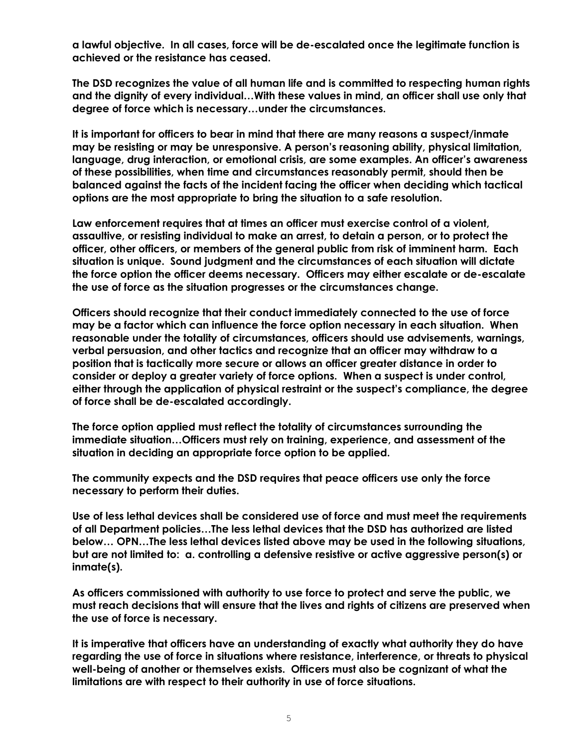**a lawful objective. In all cases, force will be de-escalated once the legitimate function is achieved or the resistance has ceased.**

**The DSD recognizes the value of all human life and is committed to respecting human rights and the dignity of every individual…With these values in mind, an officer shall use only that degree of force which is necessary…under the circumstances.**

**It is important for officers to bear in mind that there are many reasons a suspect/inmate may be resisting or may be unresponsive. A person's reasoning ability, physical limitation, language, drug interaction, or emotional crisis, are some examples. An officer's awareness of these possibilities, when time and circumstances reasonably permit, should then be balanced against the facts of the incident facing the officer when deciding which tactical options are the most appropriate to bring the situation to a safe resolution.**

**Law enforcement requires that at times an officer must exercise control of a violent, assaultive, or resisting individual to make an arrest, to detain a person, or to protect the officer, other officers, or members of the general public from risk of imminent harm. Each situation is unique. Sound judgment and the circumstances of each situation will dictate the force option the officer deems necessary. Officers may either escalate or de-escalate the use of force as the situation progresses or the circumstances change.**

**Officers should recognize that their conduct immediately connected to the use of force may be a factor which can influence the force option necessary in each situation. When reasonable under the totality of circumstances, officers should use advisements, warnings, verbal persuasion, and other tactics and recognize that an officer may withdraw to a position that is tactically more secure or allows an officer greater distance in order to consider or deploy a greater variety of force options. When a suspect is under control, either through the application of physical restraint or the suspect's compliance, the degree of force shall be de-escalated accordingly.**

**The force option applied must reflect the totality of circumstances surrounding the immediate situation…Officers must rely on training, experience, and assessment of the situation in deciding an appropriate force option to be applied.**

**The community expects and the DSD requires that peace officers use only the force necessary to perform their duties.**

**Use of less lethal devices shall be considered use of force and must meet the requirements of all Department policies…The less lethal devices that the DSD has authorized are listed below… OPN…The less lethal devices listed above may be used in the following situations, but are not limited to: a. controlling a defensive resistive or active aggressive person(s) or inmate(s).**

**As officers commissioned with authority to use force to protect and serve the public, we must reach decisions that will ensure that the lives and rights of citizens are preserved when the use of force is necessary.**

**It is imperative that officers have an understanding of exactly what authority they do have regarding the use of force in situations where resistance, interference, or threats to physical well-being of another or themselves exists. Officers must also be cognizant of what the limitations are with respect to their authority in use of force situations.**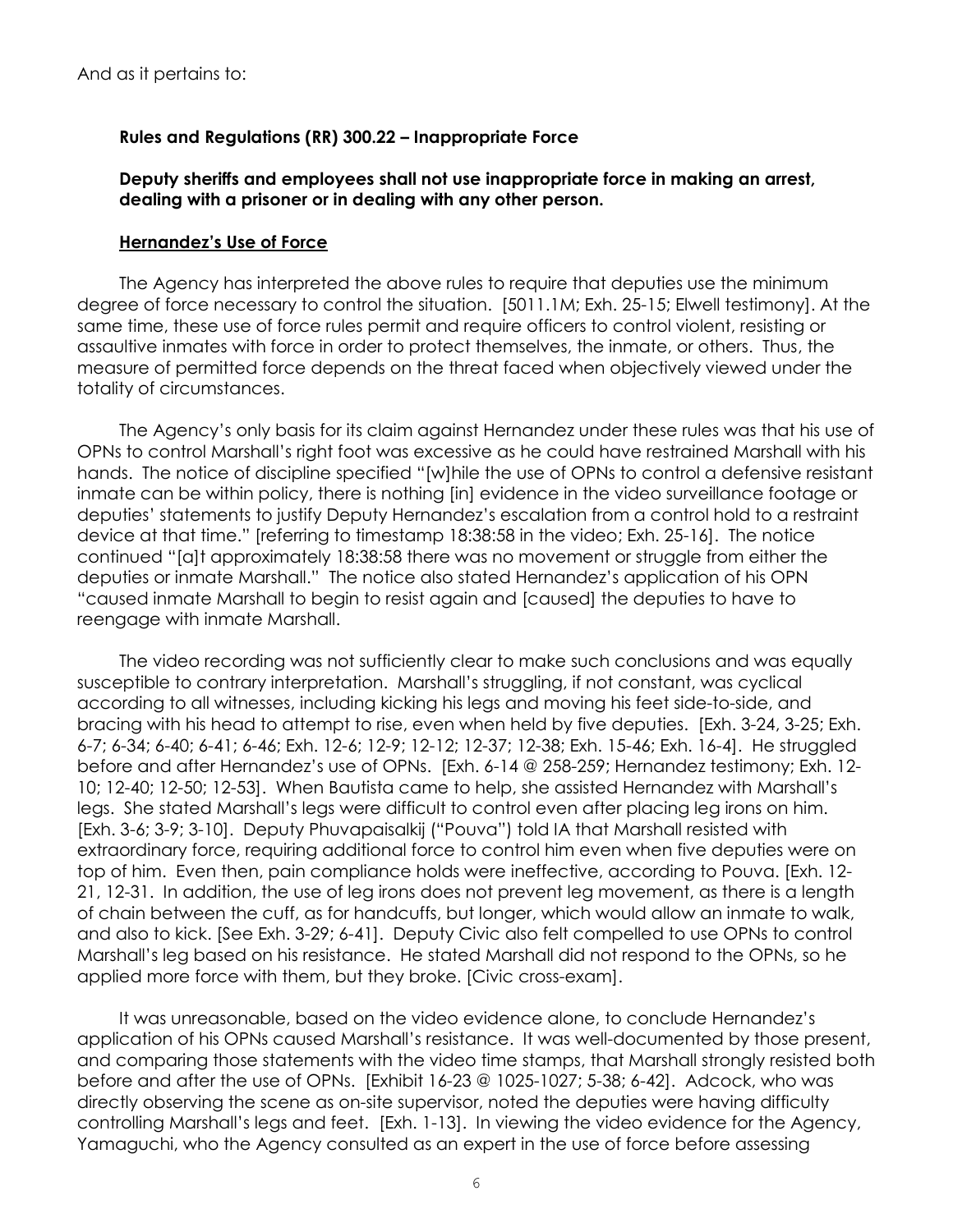And as it pertains to:

**Rules and Regulations (RR) 300.22 – Inappropriate Force**

**Deputy sheriffs and employees shall not use inappropriate force in making an arrest, dealing with a prisoner or in dealing with any other person.**

**<u>Hernandez's Use of Force</u>**

The Agency has interpreted the above rules to require that deputies use the minimum degree of force necessary to control the situation. [5011.1M; Exh. 25-15; Elwell testimony]. At the same time, these use of force rules permit and require officers to control violent, resisting or assaultive inmates with force in order to protect themselves, the inmate, or others. Thus, the measure of permitted force depends on the threat faced when objectively viewed under the totality of circumstances.

The Agency's only basis for its claim against Hernandez under these rules was that his use of OPNs to control Marshall's right foot was excessive as he could have restrained Marshall with his hands. The notice of discipline specified "[w]hile the use of OPNs to control a defensive resistant inmate can be within policy, there is nothing [in] evidence in the video surveillance footage or deputies' statements to justify Deputy Hernandez's escalation from a control hold to a restraint device at that time." [referring to timestamp 18:38:58 in the video; Exh. 25-16]. The notice continued "[a]t approximately 18:38:58 there was no movement or struggle from either the deputies or inmate Marshall." The notice also stated Hernandez's application of his OPN "caused inmate Marshall to begin to resist again and [caused] the deputies to have to reengage with inmate Marshall.

The video recording was not sufficiently clear to make such conclusions and was equally susceptible to contrary interpretation. Marshall's struggling, if not constant, was cyclical according to all witnesses, including kicking his legs and moving his feet side-to-side, and bracing with his head to attempt to rise, even when held by five deputies. [Exh. 3-24, 3-25; Exh. 6-7; 6-34; 6-40; 6-41; 6-46; Exh. 12-6; 12-9; 12-12; 12-37; 12-38; Exh. 15-46; Exh. 16-4]. He struggled before and after Hernandez's use of OPNs. [Exh. 6-14 @ 258-259; Hernandez testimony; Exh. 12-10; 12-40; 12-50; 12-53]. When Bautista came to help, she assisted Hernandez with Marshall's legs. She stated Marshall's legs were difficult to control even after placing leg irons on him. [Exh. 3-6; 3-9; 3-10]. Deputy Phuvapaisalkij ("Pouva") told IA that Marshall resisted with extraordinary force, requiring additional force to control him even when five deputies were on top of him. Even then, pain compliance holds were ineffective, according to Pouva. [Exh. 12-21, 12-31. In addition, the use of leg irons does not prevent leg movement, as there is a length of chain between the cuff, as for handcuffs, but longer, which would allow an inmate to walk, and also to kick. [See Exh. 3-29; 6-41]. Deputy Civic also felt compelled to use OPNs to control Marshall's leg based on his resistance. He stated Marshall did not respond to the OPNs, so he applied more force with them, but they broke. [Civic cross-exam].

It was unreasonable, based on the video evidence alone, to conclude Hernandez's application of his OPNs caused Marshall's resistance. It was well-documented by those present, and comparing those statements with the video time stamps, that Marshall strongly resisted both before and after the use of OPNs. [Exhibit 16-23 @ 1025-1027; 5-38; 6-42]. Adcock, who was directly observing the scene as on-site supervisor, noted the deputies were having difficulty controlling Marshall's legs and feet. [Exh. 1-13]. In viewing the video evidence for the Agency, Yamaguchi, who the Agency consulted as an expert in the use of force before assessing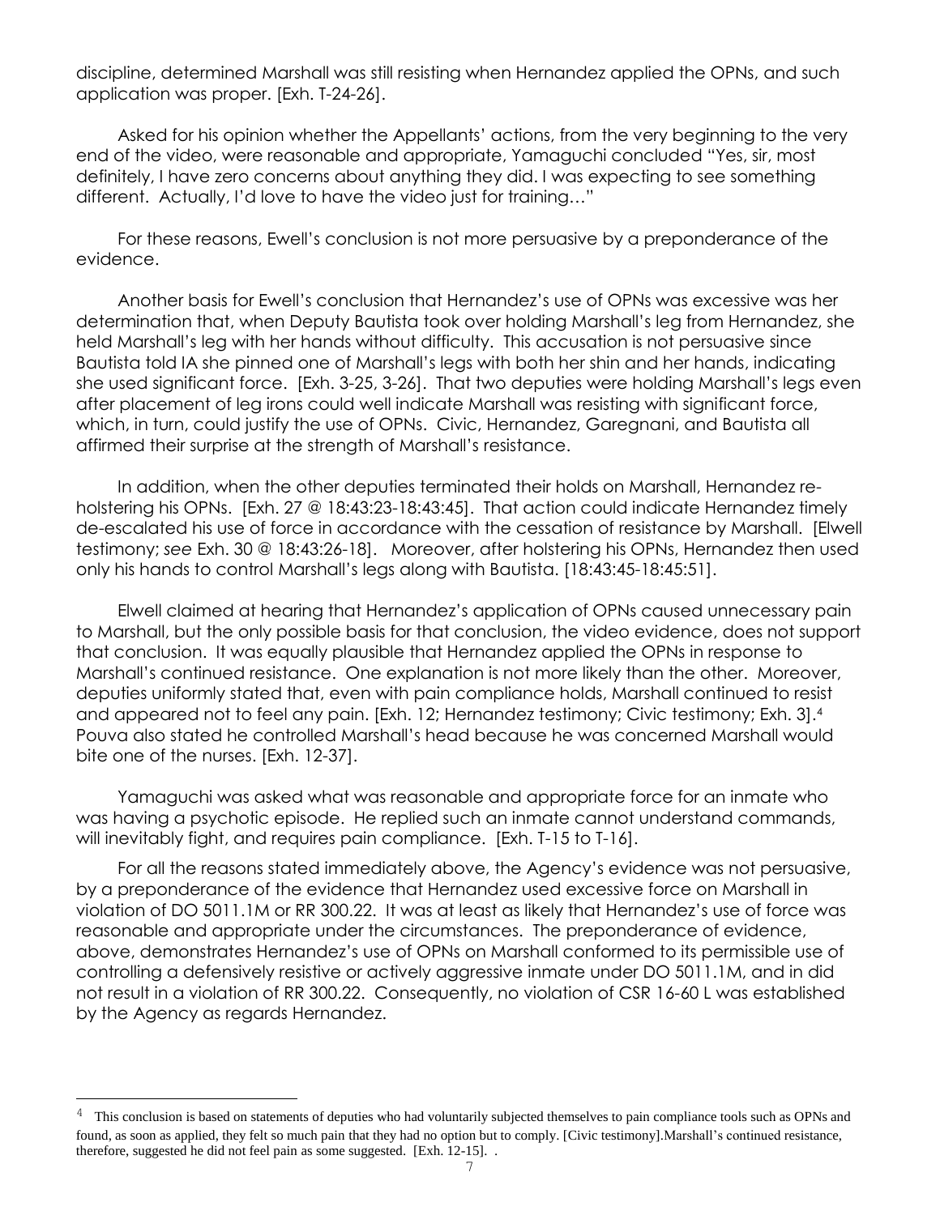discipline, determined Marshall was still resisting when Hernandez applied the OPNs, and such application was proper. [Exh. T-24-26].

Asked for his opinion whether the Appellants' actions, from the very beginning to the very end of the video, were reasonable and appropriate, Yamaguchi concluded "Yes, sir, most definitely, I have zero concerns about anything they did. I was expecting to see something different. Actually, I'd love to have the video just for training…"

For these reasons, Ewell's conclusion is not more persuasive by a preponderance of the evidence.

Another basis for Ewell's conclusion that Hernandez's use of OPNs was excessive was her determination that, when Deputy Bautista took over holding Marshall's leg from Hernandez, she held Marshall's leg with her hands without difficulty. This accusation is not persuasive since Bautista told IA she pinned one of Marshall's legs with both her shin and her hands, indicating she used significant force. [Exh. 3-25, 3-26]. That two deputies were holding Marshall's legs even after placement of leg irons could well indicate Marshall was resisting with significant force, which, in turn, could justify the use of OPNs. Civic, Hernandez, Garegnani, and Bautista all affirmed their surprise at the strength of Marshall's resistance.

In addition, when the other deputies terminated their holds on Marshall, Hernandez re-holstering his OPNs. [Exh. 27 @ 18:43:23-18:43:45]. That action could indicate Hernandez timely de-escalated his use of force in accordance with the cessation of resistance by Marshall. [Elwell testimony; *see* Exh. 30 @ 18:43:26-18]. Moreover, after holstering his OPNs, Hernandez then used only his hands to control Marshall's legs along with Bautista. [18:43:45-18:45:51].

Elwell claimed at hearing that Hernandez's application of OPNs caused unnecessary pain to Marshall, but the only possible basis for that conclusion, the video evidence, does not support that conclusion. It was equally plausible that Hernandez applied the OPNs in response to Marshall's continued resistance. One explanation is not more likely than the other. Moreover, deputies uniformly stated that, even with pain compliance holds, Marshall continued to resist and appeared not to feel any pain. [Exh. 12; Hernandez testimony; Civic testimony; Exh. 3].[4] Pouva also stated he controlled Marshall's head because he was concerned Marshall would bite one of the nurses. [Exh. 12-37].

Yamaguchi was asked what was reasonable and appropriate force for an inmate who was having a psychotic episode. He replied such an inmate cannot understand commands, will inevitably fight, and requires pain compliance. [Exh. T-15 to T-16].

For all the reasons stated immediately above, the Agency's evidence was not persuasive, by a preponderance of the evidence that Hernandez used excessive force on Marshall in violation of DO 5011.1M or RR 300.22. It was at least as likely that Hernandez's use of force was reasonable and appropriate under the circumstances. The preponderance of evidence, above, demonstrates Hernandez's use of OPNs on Marshall conformed to its permissible use of controlling a defensively resistive or actively aggressive inmate under DO 5011.1M, and in did not result in a violation of RR 300.22. Consequently, no violation of CSR 16-60 L was established by the Agency as regards Hernandez.

[4] This conclusion is based on statements of deputies who had voluntarily subjected themselves to pain compliance tools such as OPNs and found, as soon as applied, they felt so much pain that they had no option but to comply. [Civic testimony].Marshall's continued resistance, therefore, suggested he did not feel pain as some suggested. [Exh. 12-15]. .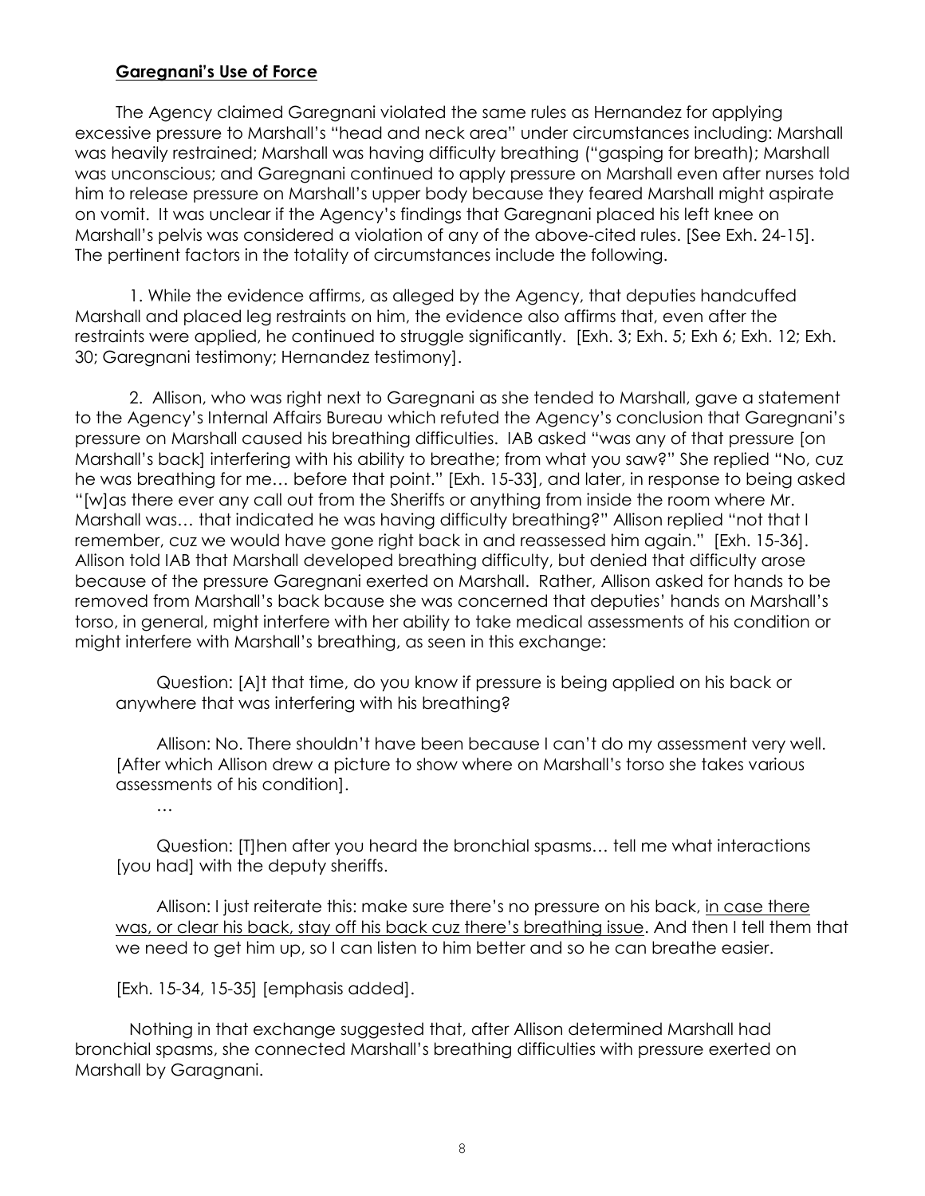**<u>Garegnani's Use of Force</u>**

The Agency claimed Garegnani violated the same rules as Hernandez for applying excessive pressure to Marshall's "head and neck area" under circumstances including: Marshall was heavily restrained; Marshall was having difficulty breathing ("gasping for breath); Marshall was unconscious; and Garegnani continued to apply pressure on Marshall even after nurses told him to release pressure on Marshall's upper body because they feared Marshall might aspirate on vomit. It was unclear if the Agency's findings that Garegnani placed his left knee on Marshall's pelvis was considered a violation of any of the above-cited rules. [See Exh. 24-15]. The pertinent factors in the totality of circumstances include the following.

1. While the evidence affirms, as alleged by the Agency, that deputies handcuffed Marshall and placed leg restraints on him, the evidence also affirms that, even after the restraints were applied, he continued to struggle significantly. [Exh. 3; Exh. 5; Exh 6; Exh. 12; Exh. 30; Garegnani testimony; Hernandez testimony].

2. Allison, who was right next to Garegnani as she tended to Marshall, gave a statement to the Agency's Internal Affairs Bureau which refuted the Agency's conclusion that Garegnani's pressure on Marshall caused his breathing difficulties. IAB asked "was any of that pressure [on Marshall's back] interfering with his ability to breathe; from what you saw?" She replied "No, cuz he was breathing for me… before that point." [Exh. 15-33], and later, in response to being asked "[w]as there ever any call out from the Sheriffs or anything from inside the room where Mr. Marshall was… that indicated he was having difficulty breathing?" Allison replied "not that I remember, cuz we would have gone right back in and reassessed him again." [Exh. 15-36]. Allison told IAB that Marshall developed breathing difficulty, but denied that difficulty arose because of the pressure Garegnani exerted on Marshall. Rather, Allison asked for hands to be removed from Marshall's back bcause she was concerned that deputies' hands on Marshall's torso, in general, might interfere with her ability to take medical assessments of his condition or might interfere with Marshall's breathing, as seen in this exchange:

> Question: [A]t that time, do you know if pressure is being applied on his back or anywhere that was interfering with his breathing?
>
> Allison: No. There shouldn't have been because I can't do my assessment very well. [After which Allison drew a picture to show where on Marshall's torso she takes various assessments of his condition].
>
> …
>
> Question: [T]hen after you heard the bronchial spasms… tell me what interactions [you had] with the deputy sheriffs.
>
> Allison: I just reiterate this: make sure there's no pressure on his back, <u>in case there was, or clear his back, stay off his back cuz there's breathing issue</u>. And then I tell them that we need to get him up, so I can listen to him better and so he can breathe easier.
>
> [Exh. 15-34, 15-35] [emphasis added].

Nothing in that exchange suggested that, after Allison determined Marshall had bronchial spasms, she connected Marshall's breathing difficulties with pressure exerted on Marshall by Garagnani.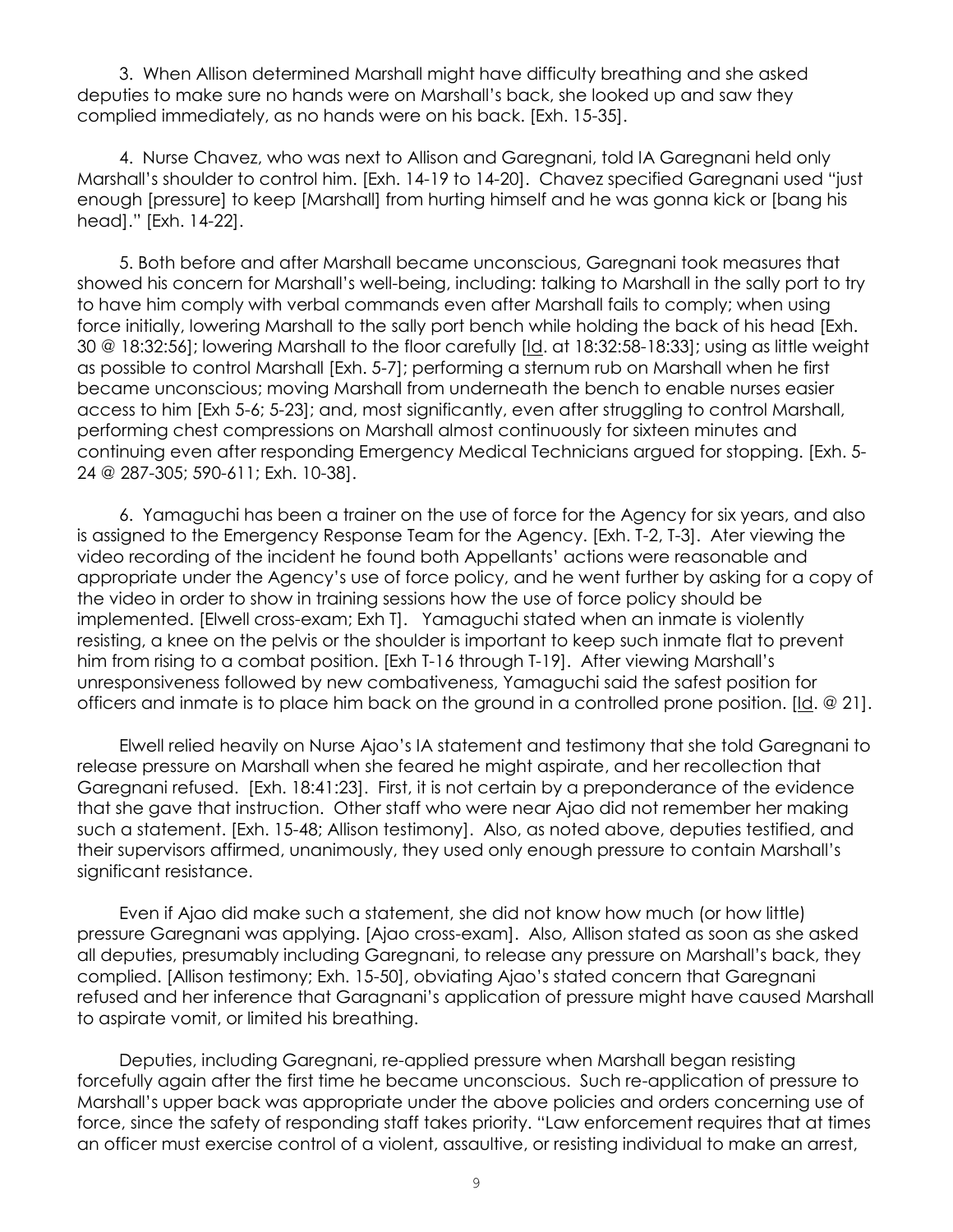3. When Allison determined Marshall might have difficulty breathing and she asked deputies to make sure no hands were on Marshall's back, she looked up and saw they complied immediately, as no hands were on his back. [Exh. 15-35].

4. Nurse Chavez, who was next to Allison and Garegnani, told IA Garegnani held only Marshall's shoulder to control him. [Exh. 14-19 to 14-20]. Chavez specified Garegnani used "just enough [pressure] to keep [Marshall] from hurting himself and he was gonna kick or [bang his head]." [Exh. 14-22].

5. Both before and after Marshall became unconscious, Garegnani took measures that showed his concern for Marshall's well-being, including: talking to Marshall in the sally port to try to have him comply with verbal commands even after Marshall fails to comply; when using force initially, lowering Marshall to the sally port bench while holding the back of his head [Exh. 30 @ 18:32:56]; lowering Marshall to the floor carefully [Id. at 18:32:58-18:33]; using as little weight as possible to control Marshall [Exh. 5-7]; performing a sternum rub on Marshall when he first became unconscious; moving Marshall from underneath the bench to enable nurses easier access to him [Exh 5-6; 5-23]; and, most significantly, even after struggling to control Marshall, performing chest compressions on Marshall almost continuously for sixteen minutes and continuing even after responding Emergency Medical Technicians argued for stopping. [Exh. 5-24 @ 287-305; 590-611; Exh. 10-38].

6. Yamaguchi has been a trainer on the use of force for the Agency for six years, and also is assigned to the Emergency Response Team for the Agency. [Exh. T-2, T-3]. Ater viewing the video recording of the incident he found both Appellants' actions were reasonable and appropriate under the Agency's use of force policy, and he went further by asking for a copy of the video in order to show in training sessions how the use of force policy should be implemented. [Elwell cross-exam; Exh T]. Yamaguchi stated when an inmate is violently resisting, a knee on the pelvis or the shoulder is important to keep such inmate flat to prevent him from rising to a combat position. [Exh T-16 through T-19]. After viewing Marshall's unresponsiveness followed by new combativeness, Yamaguchi said the safest position for officers and inmate is to place him back on the ground in a controlled prone position. [Id. @ 21].

Elwell relied heavily on Nurse Ajao's IA statement and testimony that she told Garegnani to release pressure on Marshall when she feared he might aspirate, and her recollection that Garegnani refused. [Exh. 18:41:23]. First, it is not certain by a preponderance of the evidence that she gave that instruction. Other staff who were near Ajao did not remember her making such a statement. [Exh. 15-48; Allison testimony]. Also, as noted above, deputies testified, and their supervisors affirmed, unanimously, they used only enough pressure to contain Marshall's significant resistance.

Even if Ajao did make such a statement, she did not know how much (or how little) pressure Garegnani was applying. [Ajao cross-exam]. Also, Allison stated as soon as she asked all deputies, presumably including Garegnani, to release any pressure on Marshall's back, they complied. [Allison testimony; Exh. 15-50], obviating Ajao's stated concern that Garegnani refused and her inference that Garagnani's application of pressure might have caused Marshall to aspirate vomit, or limited his breathing.

Deputies, including Garegnani, re-applied pressure when Marshall began resisting forcefully again after the first time he became unconscious. Such re-application of pressure to Marshall's upper back was appropriate under the above policies and orders concerning use of force, since the safety of responding staff takes priority. "Law enforcement requires that at times an officer must exercise control of a violent, assaultive, or resisting individual to make an arrest,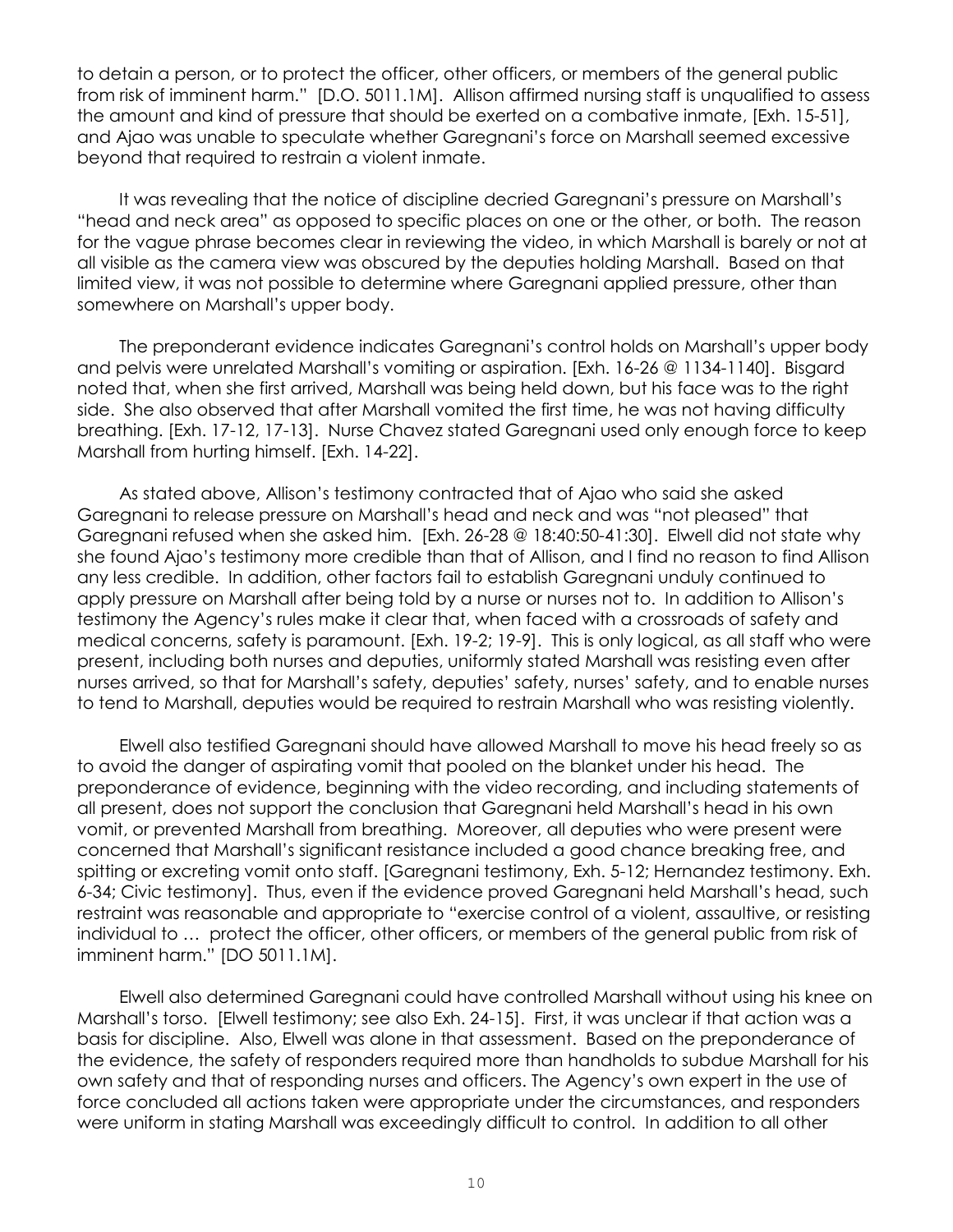to detain a person, or to protect the officer, other officers, or members of the general public from risk of imminent harm." [D.O. 5011.1M]. Allison affirmed nursing staff is unqualified to assess the amount and kind of pressure that should be exerted on a combative inmate, [Exh. 15-51], and Ajao was unable to speculate whether Garegnani's force on Marshall seemed excessive beyond that required to restrain a violent inmate.

It was revealing that the notice of discipline decried Garegnani's pressure on Marshall's "head and neck area" as opposed to specific places on one or the other, or both. The reason for the vague phrase becomes clear in reviewing the video, in which Marshall is barely or not at all visible as the camera view was obscured by the deputies holding Marshall. Based on that limited view, it was not possible to determine where Garegnani applied pressure, other than somewhere on Marshall's upper body.

The preponderant evidence indicates Garegnani's control holds on Marshall's upper body and pelvis were unrelated Marshall's vomiting or aspiration. [Exh. 16-26 @ 1134-1140]. Bisgard noted that, when she first arrived, Marshall was being held down, but his face was to the right side. She also observed that after Marshall vomited the first time, he was not having difficulty breathing. [Exh. 17-12, 17-13]. Nurse Chavez stated Garegnani used only enough force to keep Marshall from hurting himself. [Exh. 14-22].

As stated above, Allison's testimony contracted that of Ajao who said she asked Garegnani to release pressure on Marshall's head and neck and was "not pleased" that Garegnani refused when she asked him. [Exh. 26-28 @ 18:40:50-41:30]. Elwell did not state why she found Ajao's testimony more credible than that of Allison, and I find no reason to find Allison any less credible. In addition, other factors fail to establish Garegnani unduly continued to apply pressure on Marshall after being told by a nurse or nurses not to. In addition to Allison's testimony the Agency's rules make it clear that, when faced with a crossroads of safety and medical concerns, safety is paramount. [Exh. 19-2; 19-9]. This is only logical, as all staff who were present, including both nurses and deputies, uniformly stated Marshall was resisting even after nurses arrived, so that for Marshall's safety, deputies' safety, nurses' safety, and to enable nurses to tend to Marshall, deputies would be required to restrain Marshall who was resisting violently.

Elwell also testified Garegnani should have allowed Marshall to move his head freely so as to avoid the danger of aspirating vomit that pooled on the blanket under his head. The preponderance of evidence, beginning with the video recording, and including statements of all present, does not support the conclusion that Garegnani held Marshall's head in his own vomit, or prevented Marshall from breathing. Moreover, all deputies who were present were concerned that Marshall's significant resistance included a good chance breaking free, and spitting or excreting vomit onto staff. [Garegnani testimony, Exh. 5-12; Hernandez testimony. Exh. 6-34; Civic testimony]. Thus, even if the evidence proved Garegnani held Marshall's head, such restraint was reasonable and appropriate to "exercise control of a violent, assaultive, or resisting individual to … protect the officer, other officers, or members of the general public from risk of imminent harm." [DO 5011.1M].

Elwell also determined Garegnani could have controlled Marshall without using his knee on Marshall's torso. [Elwell testimony; see also Exh. 24-15]. First, it was unclear if that action was a basis for discipline. Also, Elwell was alone in that assessment. Based on the preponderance of the evidence, the safety of responders required more than handholds to subdue Marshall for his own safety and that of responding nurses and officers. The Agency's own expert in the use of force concluded all actions taken were appropriate under the circumstances, and responders were uniform in stating Marshall was exceedingly difficult to control. In addition to all other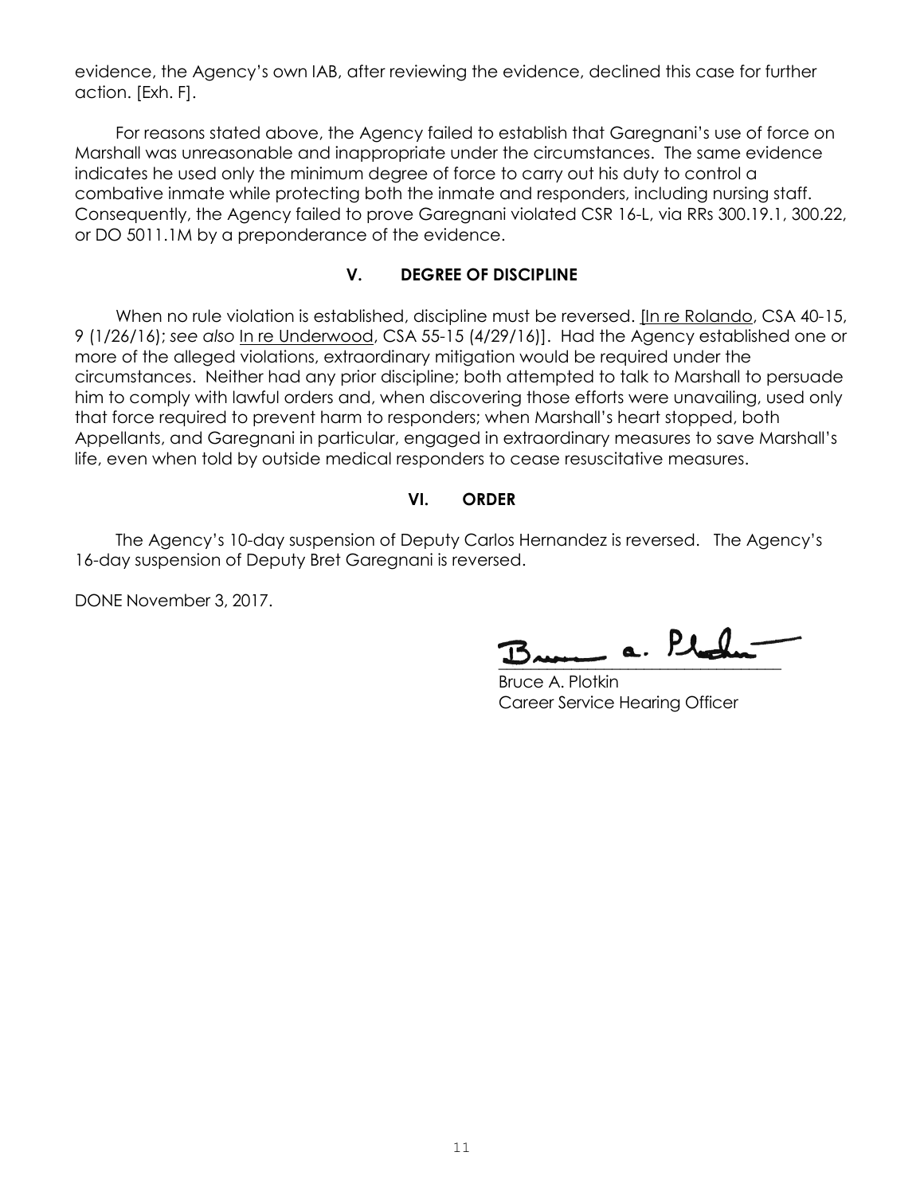evidence, the Agency's own IAB, after reviewing the evidence, declined this case for further action. [Exh. F].

For reasons stated above, the Agency failed to establish that Garegnani's use of force on Marshall was unreasonable and inappropriate under the circumstances. The same evidence indicates he used only the minimum degree of force to carry out his duty to control a combative inmate while protecting both the inmate and responders, including nursing staff. Consequently, the Agency failed to prove Garegnani violated CSR 16-L, via RRs 300.19.1, 300.22, or DO 5011.1M by a preponderance of the evidence.

## V. DEGREE OF DISCIPLINE

When no rule violation is established, discipline must be reversed. [In re Rolando, CSA 40-15, 9 (1/26/16); *see also* In re Underwood, CSA 55-15 (4/29/16)]. Had the Agency established one or more of the alleged violations, extraordinary mitigation would be required under the circumstances. Neither had any prior discipline; both attempted to talk to Marshall to persuade him to comply with lawful orders and, when discovering those efforts were unavailing, used only that force required to prevent harm to responders; when Marshall's heart stopped, both Appellants, and Garegnani in particular, engaged in extraordinary measures to save Marshall's life, even when told by outside medical responders to cease resuscitative measures.

## VI. ORDER

The Agency's 10-day suspension of Deputy Carlos Hernandez is reversed. The Agency's 16-day suspension of Deputy Bret Garegnani is reversed.

DONE November 3, 2017.

Bruce A. Plotkin
Career Service Hearing Officer